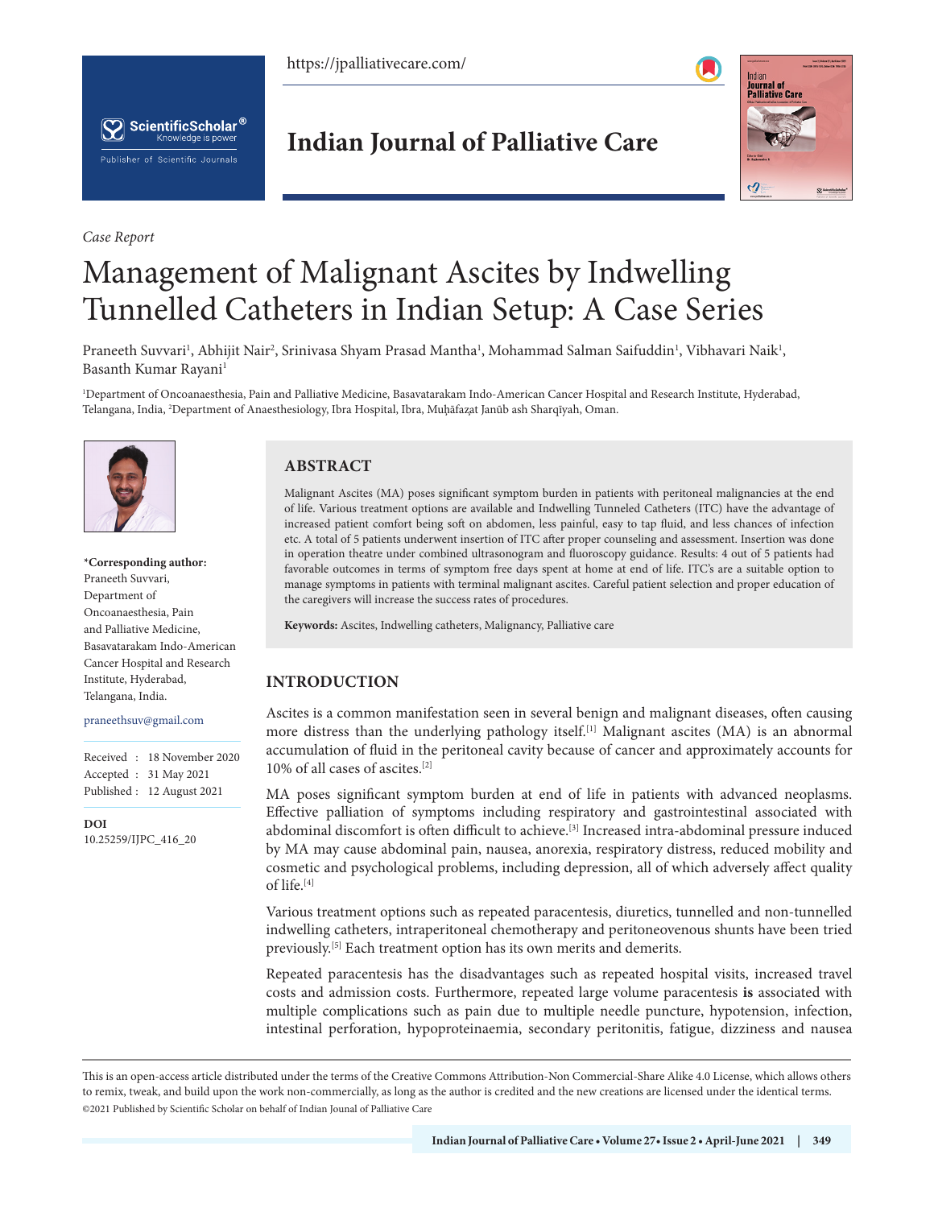*Case Report*

# Management of Malignant Ascites by Indwelling Tunnelled Catheters in Indian Setup: A Case Series

Praneeth Suvvari[1], Abhijit Nair[2], Srinivasa Shyam Prasad Mantha[1], Mohammad Salman Saifuddin[1], Vibhavari Naik[1], Basanth Kumar Rayani[1]

[1]Department of Oncoanaesthesia, Pain and Palliative Medicine, Basavatarakam Indo-American Cancer Hospital and Research Institute, Hyderabad, Telangana, India, [2]Department of Anaesthesiology, Ibra Hospital, Ibra, Muḥāfaẓat Janūb ash Sharqīyah, Oman.

**\*Corresponding author:**
Praneeth Suvvari,
Department of Oncoanaesthesia, Pain and Palliative Medicine,
Basavatarakam Indo-American Cancer Hospital and Research Institute, Hyderabad,
Telangana, India.

praneethsuv@gmail.com

Received : 18 November 2020
Accepted : 31 May 2021
Published : 12 August 2021

**DOI**
10.25259/IJPC_416_20

## ABSTRACT

Malignant Ascites (MA) poses significant symptom burden in patients with peritoneal malignancies at the end of life. Various treatment options are available and Indwelling Tunneled Catheters (ITC) have the advantage of increased patient comfort being soft on abdomen, less painful, easy to tap fluid, and less chances of infection etc. A total of 5 patients underwent insertion of ITC after proper counseling and assessment. Insertion was done in operation theatre under combined ultrasonogram and fluoroscopy guidance. Results: 4 out of 5 patients had favorable outcomes in terms of symptom free days spent at home at end of life. ITC's are a suitable option to manage symptoms in patients with terminal malignant ascites. Careful patient selection and proper education of the caregivers will increase the success rates of procedures.

**Keywords:** Ascites, Indwelling catheters, Malignancy, Palliative care

## INTRODUCTION

Ascites is a common manifestation seen in several benign and malignant diseases, often causing more distress than the underlying pathology itself.[1] Malignant ascites (MA) is an abnormal accumulation of fluid in the peritoneal cavity because of cancer and approximately accounts for 10% of all cases of ascites.[2]

MA poses significant symptom burden at end of life in patients with advanced neoplasms. Effective palliation of symptoms including respiratory and gastrointestinal associated with abdominal discomfort is often difficult to achieve.[3] Increased intra-abdominal pressure induced by MA may cause abdominal pain, nausea, anorexia, respiratory distress, reduced mobility and cosmetic and psychological problems, including depression, all of which adversely affect quality of life.[4]

Various treatment options such as repeated paracentesis, diuretics, tunnelled and non-tunnelled indwelling catheters, intraperitoneal chemotherapy and peritoneovenous shunts have been tried previously.[5] Each treatment option has its own merits and demerits.

Repeated paracentesis has the disadvantages such as repeated hospital visits, increased travel costs and admission costs. Furthermore, repeated large volume paracentesis **is** associated with multiple complications such as pain due to multiple needle puncture, hypotension, infection, intestinal perforation, hypoproteinaemia, secondary peritonitis, fatigue, dizziness and nausea

This is an open-access article distributed under the terms of the Creative Commons Attribution-Non Commercial-Share Alike 4.0 License, which allows others to remix, tweak, and build upon the work non-commercially, as long as the author is credited and the new creations are licensed under the identical terms.
©2021 Published by Scientific Scholar on behalf of Indian Jounal of Palliative Care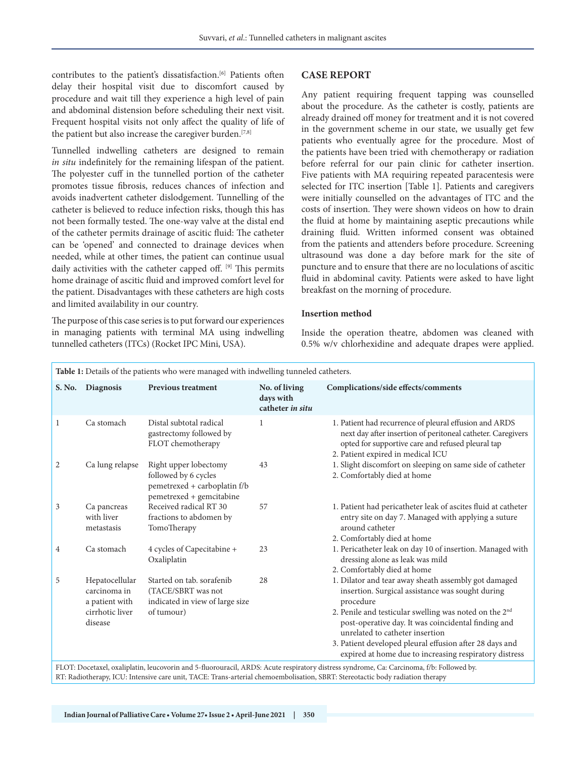contributes to the patient's dissatisfaction.[6] Patients often delay their hospital visit due to discomfort caused by procedure and wait till they experience a high level of pain and abdominal distension before scheduling their next visit. Frequent hospital visits not only affect the quality of life of the patient but also increase the caregiver burden.[7,8]

Tunnelled indwelling catheters are designed to remain *in situ* indefinitely for the remaining lifespan of the patient. The polyester cuff in the tunnelled portion of the catheter promotes tissue fibrosis, reduces chances of infection and avoids inadvertent catheter dislodgement. Tunnelling of the catheter is believed to reduce infection risks, though this has not been formally tested. The one-way valve at the distal end of the catheter permits drainage of ascitic fluid: The catheter can be 'opened' and connected to drainage devices when needed, while at other times, the patient can continue usual daily activities with the catheter capped off. [9] This permits home drainage of ascitic fluid and improved comfort level for the patient. Disadvantages with these catheters are high costs and limited availability in our country.

The purpose of this case series is to put forward our experiences in managing patients with terminal MA using indwelling tunnelled catheters (ITCs) (Rocket IPC Mini, USA).

## CASE REPORT

Any patient requiring frequent tapping was counselled about the procedure. As the catheter is costly, patients are already drained off money for treatment and it is not covered in the government scheme in our state, we usually get few patients who eventually agree for the procedure. Most of the patients have been tried with chemotherapy or radiation before referral for our pain clinic for catheter insertion. Five patients with MA requiring repeated paracentesis were selected for ITC insertion [Table 1]. Patients and caregivers were initially counselled on the advantages of ITC and the costs of insertion. They were shown videos on how to drain the fluid at home by maintaining aseptic precautions while draining fluid. Written informed consent was obtained from the patients and attenders before procedure. Screening ultrasound was done a day before mark for the site of puncture and to ensure that there are no loculations of ascitic fluid in abdominal cavity. Patients were asked to have light breakfast on the morning of procedure.

### Insertion method

Inside the operation theatre, abdomen was cleaned with 0.5% w/v chlorhexidine and adequate drapes were applied.

**Table 1:** Details of the patients who were managed with indwelling tunneled catheters.

| S. No. | Diagnosis | Previous treatment | No. of living days with catheter *in situ* | Complications/side effects/comments |
|---|---|---|---|---|
| 1 | Ca stomach | Distal subtotal radical gastrectomy followed by FLOT chemotherapy | 1 | 1. Patient had recurrence of pleural effusion and ARDS next day after insertion of peritoneal catheter. Caregivers opted for supportive care and refused pleural tap 2. Patient expired in medical ICU |
| 2 | Ca lung relapse | Right upper lobectomy followed by 6 cycles pemetrexed + carboplatin f/b pemetrexed + gemcitabine | 43 | 1. Slight discomfort on sleeping on same side of catheter 2. Comfortably died at home |
| 3 | Ca pancreas with liver metastasis | Received radical RT 30 fractions to abdomen by TomoTherapy | 57 | 1. Patient had pericatheter leak of ascites fluid at catheter entry site on day 7. Managed with applying a suture around catheter 2. Comfortably died at home |
| 4 | Ca stomach | 4 cycles of Capecitabine + Oxaliplatin | 23 | 1. Pericatheter leak on day 10 of insertion. Managed with dressing alone as leak was mild 2. Comfortably died at home |
| 5 | Hepatocellular carcinoma in a patient with cirrhotic liver disease | Started on tab. sorafenib (TACE/SBRT was not indicated in view of large size of tumour) | 28 | 1. Dilator and tear away sheath assembly got damaged insertion. Surgical assistance was sought during procedure 2. Penile and testicular swelling was noted on the 2nd post-operative day. It was coincidental finding and unrelated to catheter insertion 3. Patient developed pleural effusion after 28 days and expired at home due to increasing respiratory distress |

FLOT: Docetaxel, oxaliplatin, leucovorin and 5-fluorouracil, ARDS: Acute respiratory distress syndrome, Ca: Carcinoma, f/b: Followed by. RT: Radiotherapy, ICU: Intensive care unit, TACE: Trans-arterial chemoembolisation, SBRT: Stereotactic body radiation therapy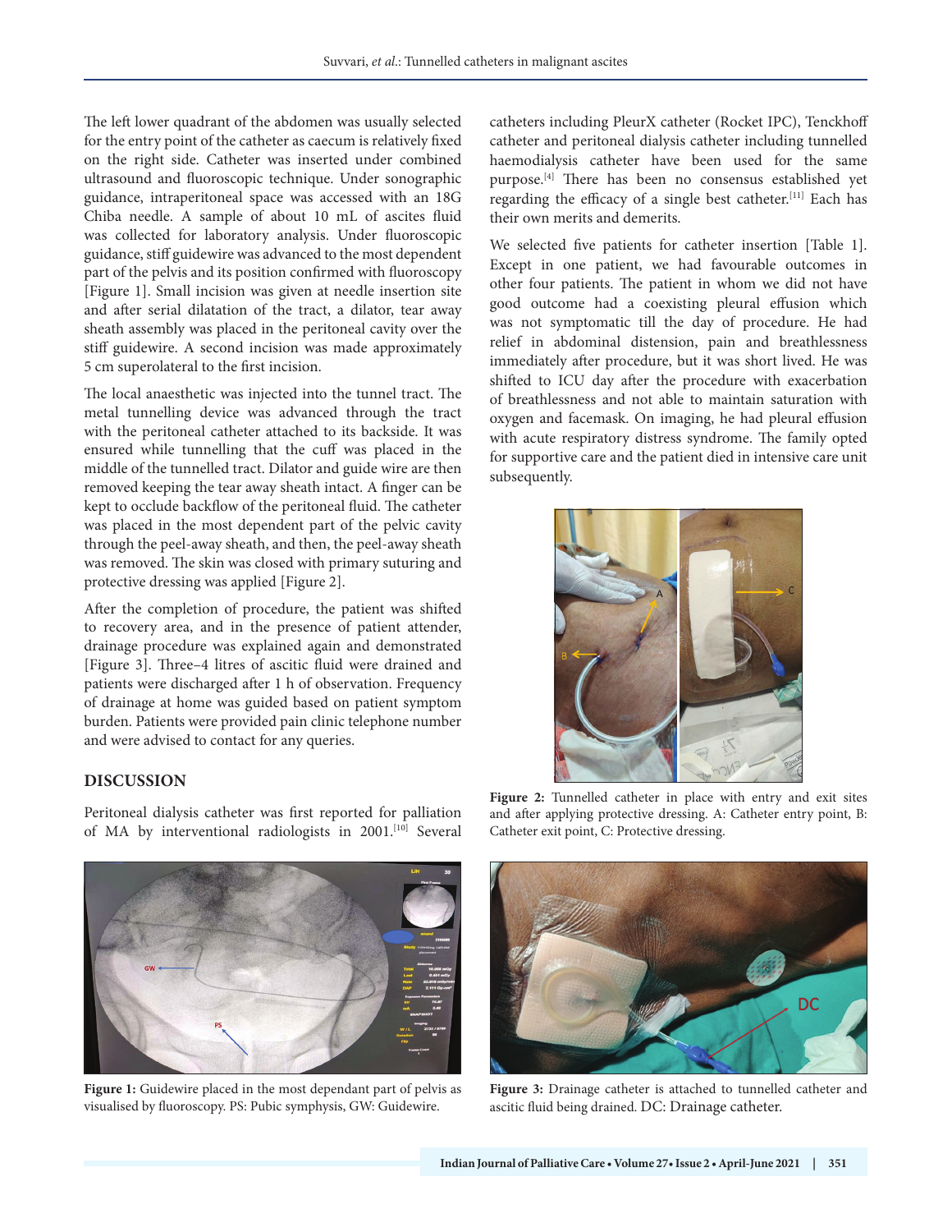The left lower quadrant of the abdomen was usually selected for the entry point of the catheter as caecum is relatively fixed on the right side. Catheter was inserted under combined ultrasound and fluoroscopic technique. Under sonographic guidance, intraperitoneal space was accessed with an 18G Chiba needle. A sample of about 10 mL of ascites fluid was collected for laboratory analysis. Under fluoroscopic guidance, stiff guidewire was advanced to the most dependent part of the pelvis and its position confirmed with fluoroscopy [Figure 1]. Small incision was given at needle insertion site and after serial dilatation of the tract, a dilator, tear away sheath assembly was placed in the peritoneal cavity over the stiff guidewire. A second incision was made approximately 5 cm superolateral to the first incision.

The local anaesthetic was injected into the tunnel tract. The metal tunnelling device was advanced through the tract with the peritoneal catheter attached to its backside. It was ensured while tunnelling that the cuff was placed in the middle of the tunnelled tract. Dilator and guide wire are then removed keeping the tear away sheath intact. A finger can be kept to occlude backflow of the peritoneal fluid. The catheter was placed in the most dependent part of the pelvic cavity through the peel-away sheath, and then, the peel-away sheath was removed. The skin was closed with primary suturing and protective dressing was applied [Figure 2].

After the completion of procedure, the patient was shifted to recovery area, and in the presence of patient attender, drainage procedure was explained again and demonstrated [Figure 3]. Three–4 litres of ascitic fluid were drained and patients were discharged after 1 h of observation. Frequency of drainage at home was guided based on patient symptom burden. Patients were provided pain clinic telephone number and were advised to contact for any queries.

## DISCUSSION

Peritoneal dialysis catheter was first reported for palliation of MA by interventional radiologists in 2001.[10] Several catheters including PleurX catheter (Rocket IPC), Tenckhoff catheter and peritoneal dialysis catheter including tunnelled haemodialysis catheter have been used for the same purpose.[4] There has been no consensus established yet regarding the efficacy of a single best catheter.[11] Each has their own merits and demerits.

We selected five patients for catheter insertion [Table 1]. Except in one patient, we had favourable outcomes in other four patients. The patient in whom we did not have good outcome had a coexisting pleural effusion which was not symptomatic till the day of procedure. He had relief in abdominal distension, pain and breathlessness immediately after procedure, but it was short lived. He was shifted to ICU day after the procedure with exacerbation of breathlessness and not able to maintain saturation with oxygen and facemask. On imaging, he had pleural effusion with acute respiratory distress syndrome. The family opted for supportive care and the patient died in intensive care unit subsequently.

**Figure 2:** Tunnelled catheter in place with entry and exit sites and after applying protective dressing. A: Catheter entry point, B: Catheter exit point, C: Protective dressing.

**Figure 1:** Guidewire placed in the most dependant part of pelvis as visualised by fluoroscopy. PS: Pubic symphysis, GW: Guidewire.

**Figure 3:** Drainage catheter is attached to tunnelled catheter and ascitic fluid being drained. DC: Drainage catheter.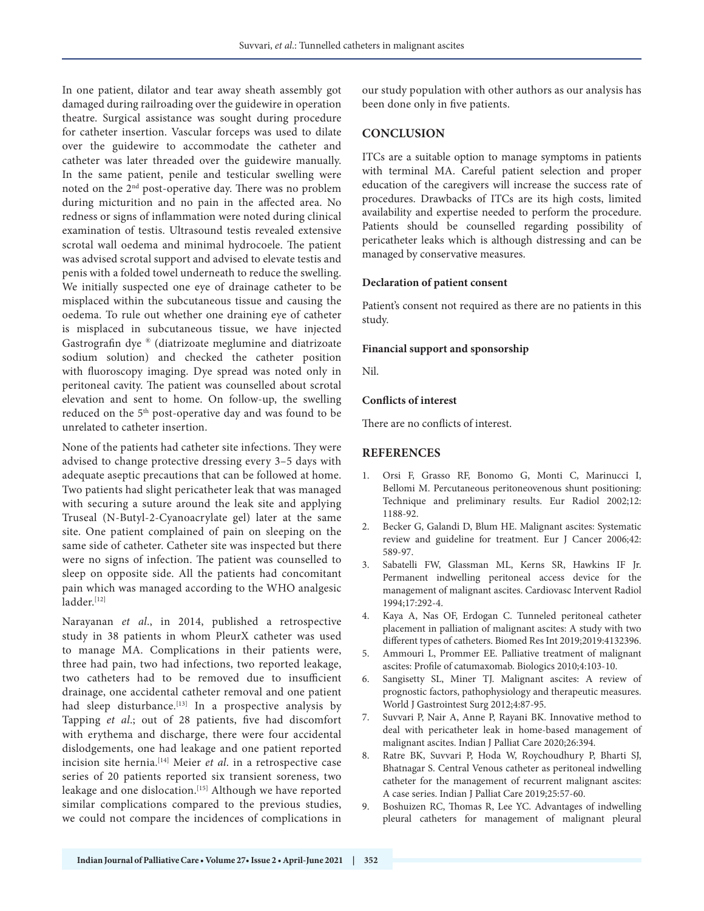In one patient, dilator and tear away sheath assembly got damaged during railroading over the guidewire in operation theatre. Surgical assistance was sought during procedure for catheter insertion. Vascular forceps was used to dilate over the guidewire to accommodate the catheter and catheter was later threaded over the guidewire manually. In the same patient, penile and testicular swelling were noted on the 2nd post-operative day. There was no problem during micturition and no pain in the affected area. No redness or signs of inflammation were noted during clinical examination of testis. Ultrasound testis revealed extensive scrotal wall oedema and minimal hydrocoele. The patient was advised scrotal support and advised to elevate testis and penis with a folded towel underneath to reduce the swelling. We initially suspected one eye of drainage catheter to be misplaced within the subcutaneous tissue and causing the oedema. To rule out whether one draining eye of catheter is misplaced in subcutaneous tissue, we have injected Gastrografin dye ® (diatrizoate meglumine and diatrizoate sodium solution) and checked the catheter position with fluoroscopy imaging. Dye spread was noted only in peritoneal cavity. The patient was counselled about scrotal elevation and sent to home. On follow-up, the swelling reduced on the 5th post-operative day and was found to be unrelated to catheter insertion.

None of the patients had catheter site infections. They were advised to change protective dressing every 3–5 days with adequate aseptic precautions that can be followed at home. Two patients had slight pericatheter leak that was managed with securing a suture around the leak site and applying Truseal (N-Butyl-2-Cyanoacrylate gel) later at the same site. One patient complained of pain on sleeping on the same side of catheter. Catheter site was inspected but there were no signs of infection. The patient was counselled to sleep on opposite side. All the patients had concomitant pain which was managed according to the WHO analgesic ladder.[12]

Narayanan *et al*., in 2014, published a retrospective study in 38 patients in whom PleurX catheter was used to manage MA. Complications in their patients were, three had pain, two had infections, two reported leakage, two catheters had to be removed due to insufficient drainage, one accidental catheter removal and one patient had sleep disturbance.[13] In a prospective analysis by Tapping *et al*.; out of 28 patients, five had discomfort with erythema and discharge, there were four accidental dislodgements, one had leakage and one patient reported incision site hernia.[14] Meier *et al*. in a retrospective case series of 20 patients reported six transient soreness, two leakage and one dislocation.[15] Although we have reported similar complications compared to the previous studies, we could not compare the incidences of complications in our study population with other authors as our analysis has been done only in five patients.

## CONCLUSION

ITCs are a suitable option to manage symptoms in patients with terminal MA. Careful patient selection and proper education of the caregivers will increase the success rate of procedures. Drawbacks of ITCs are its high costs, limited availability and expertise needed to perform the procedure. Patients should be counselled regarding possibility of pericatheter leaks which is although distressing and can be managed by conservative measures.

### Declaration of patient consent

Patient's consent not required as there are no patients in this study.

### Financial support and sponsorship

Nil.

### Conflicts of interest

There are no conflicts of interest.

## REFERENCES

1. Orsi F, Grasso RF, Bonomo G, Monti C, Marinucci I, Bellomi M. Percutaneous peritoneovenous shunt positioning: Technique and preliminary results. Eur Radiol 2002;12: 1188-92.
2. Becker G, Galandi D, Blum HE. Malignant ascites: Systematic review and guideline for treatment. Eur J Cancer 2006;42: 589-97.
3. Sabatelli FW, Glassman ML, Kerns SR, Hawkins IF Jr. Permanent indwelling peritoneal access device for the management of malignant ascites. Cardiovasc Intervent Radiol 1994;17:292-4.
4. Kaya A, Nas OF, Erdogan C. Tunneled peritoneal catheter placement in palliation of malignant ascites: A study with two different types of catheters. Biomed Res Int 2019;2019:4132396.
5. Ammouri L, Prommer EE. Palliative treatment of malignant ascites: Profile of catumaxomab. Biologics 2010;4:103-10.
6. Sangisetty SL, Miner TJ. Malignant ascites: A review of prognostic factors, pathophysiology and therapeutic measures. World J Gastrointest Surg 2012;4:87-95.
7. Suvvari P, Nair A, Anne P, Rayani BK. Innovative method to deal with pericatheter leak in home-based management of malignant ascites. Indian J Palliat Care 2020;26:394.
8. Ratre BK, Suvvari P, Hoda W, Roychoudhury P, Bharti SJ, Bhatnagar S. Central Venous catheter as peritoneal indwelling catheter for the management of recurrent malignant ascites: A case series. Indian J Palliat Care 2019;25:57-60.
9. Boshuizen RC, Thomas R, Lee YC. Advantages of indwelling pleural catheters for management of malignant pleural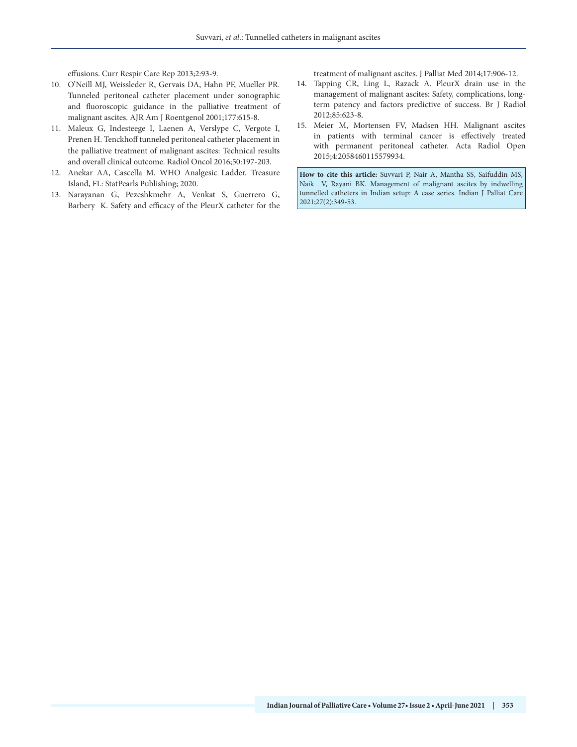effusions. Curr Respir Care Rep 2013;2:93-9.

10. O'Neill MJ, Weissleder R, Gervais DA, Hahn PF, Mueller PR. Tunneled peritoneal catheter placement under sonographic and fluoroscopic guidance in the palliative treatment of malignant ascites. AJR Am J Roentgenol 2001;177:615-8.
11. Maleux G, Indesteege I, Laenen A, Verslype C, Vergote I, Prenen H. Tenckhoff tunneled peritoneal catheter placement in the palliative treatment of malignant ascites: Technical results and overall clinical outcome. Radiol Oncol 2016;50:197-203.
12. Anekar AA, Cascella M. WHO Analgesic Ladder. Treasure Island, FL: StatPearls Publishing; 2020.
13. Narayanan G, Pezeshkmehr A, Venkat S, Guerrero G, Barbery K. Safety and efficacy of the PleurX catheter for the treatment of malignant ascites. J Palliat Med 2014;17:906-12.
14. Tapping CR, Ling L, Razack A. PleurX drain use in the management of malignant ascites: Safety, complications, long-term patency and factors predictive of success. Br J Radiol 2012;85:623-8.
15. Meier M, Mortensen FV, Madsen HH. Malignant ascites in patients with terminal cancer is effectively treated with permanent peritoneal catheter. Acta Radiol Open 2015;4:2058460115579934.

**How to cite this article:** Suvvari P, Nair A, Mantha SS, Saifuddin MS, Naik V, Rayani BK. Management of malignant ascites by indwelling tunnelled catheters in Indian setup: A case series. Indian J Palliat Care 2021;27(2):349-53.